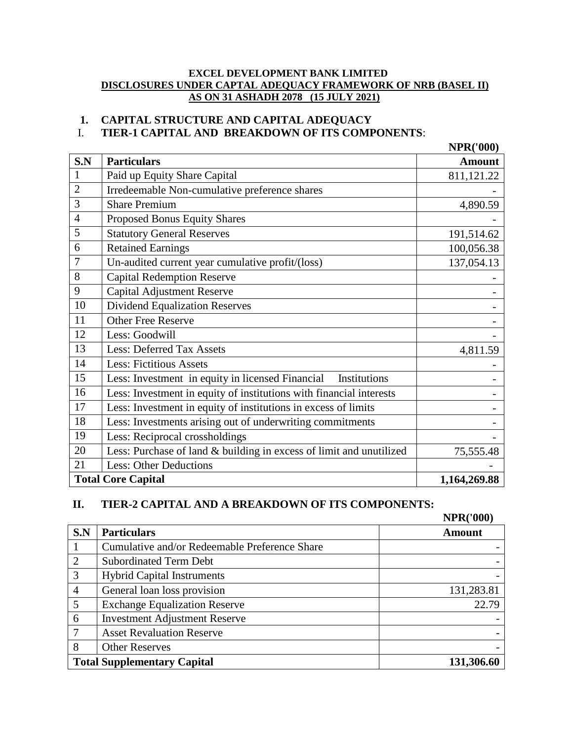**EXCEL DEVELOPMENT BANK LIMITED**
**DISCLOSURES UNDER CAPTAL ADEQUACY FRAMEWORK OF NRB (BASEL II)**
**AS ON 31 ASHADH 2078 (15 JULY 2021)**

## 1. CAPITAL STRUCTURE AND CAPITAL ADEQUACY

### I. TIER-1 CAPITAL AND BREAKDOWN OF ITS COMPONENTS:

**NPR('000)**

| S.N | Particulars | Amount |
|---|---|---|
| 1 | Paid up Equity Share Capital | 811,121.22 |
| 2 | Irredeemable Non-cumulative preference shares | - |
| 3 | Share Premium | 4,890.59 |
| 4 | Proposed Bonus Equity Shares | - |
| 5 | Statutory General Reserves | 191,514.62 |
| 6 | Retained Earnings | 100,056.38 |
| 7 | Un-audited current year cumulative profit/(loss) | 137,054.13 |
| 8 | Capital Redemption Reserve | - |
| 9 | Capital Adjustment Reserve | - |
| 10 | Dividend Equalization Reserves | - |
| 11 | Other Free Reserve | - |
| 12 | Less: Goodwill | - |
| 13 | Less: Deferred Tax Assets | 4,811.59 |
| 14 | Less: Fictitious Assets | - |
| 15 | Less: Investment in equity in licensed Financial Institutions | - |
| 16 | Less: Investment in equity of institutions with financial interests | - |
| 17 | Less: Investment in equity of institutions in excess of limits | - |
| 18 | Less: Investments arising out of underwriting commitments | - |
| 19 | Less: Reciprocal crossholdings | - |
| 20 | Less: Purchase of land & building in excess of limit and unutilized | 75,555.48 |
| 21 | Less: Other Deductions | - |
| **Total Core Capital** | | **1,164,269.88** |

### II. TIER-2 CAPITAL AND A BREAKDOWN OF ITS COMPONENTS:

**NPR('000)**

| S.N | Particulars | Amount |
|---|---|---|
| 1 | Cumulative and/or Redeemable Preference Share | - |
| 2 | Subordinated Term Debt | - |
| 3 | Hybrid Capital Instruments | - |
| 4 | General loan loss provision | 131,283.81 |
| 5 | Exchange Equalization Reserve | 22.79 |
| 6 | Investment Adjustment Reserve | - |
| 7 | Asset Revaluation Reserve | - |
| 8 | Other Reserves | - |
| **Total Supplementary Capital** | | **131,306.60** |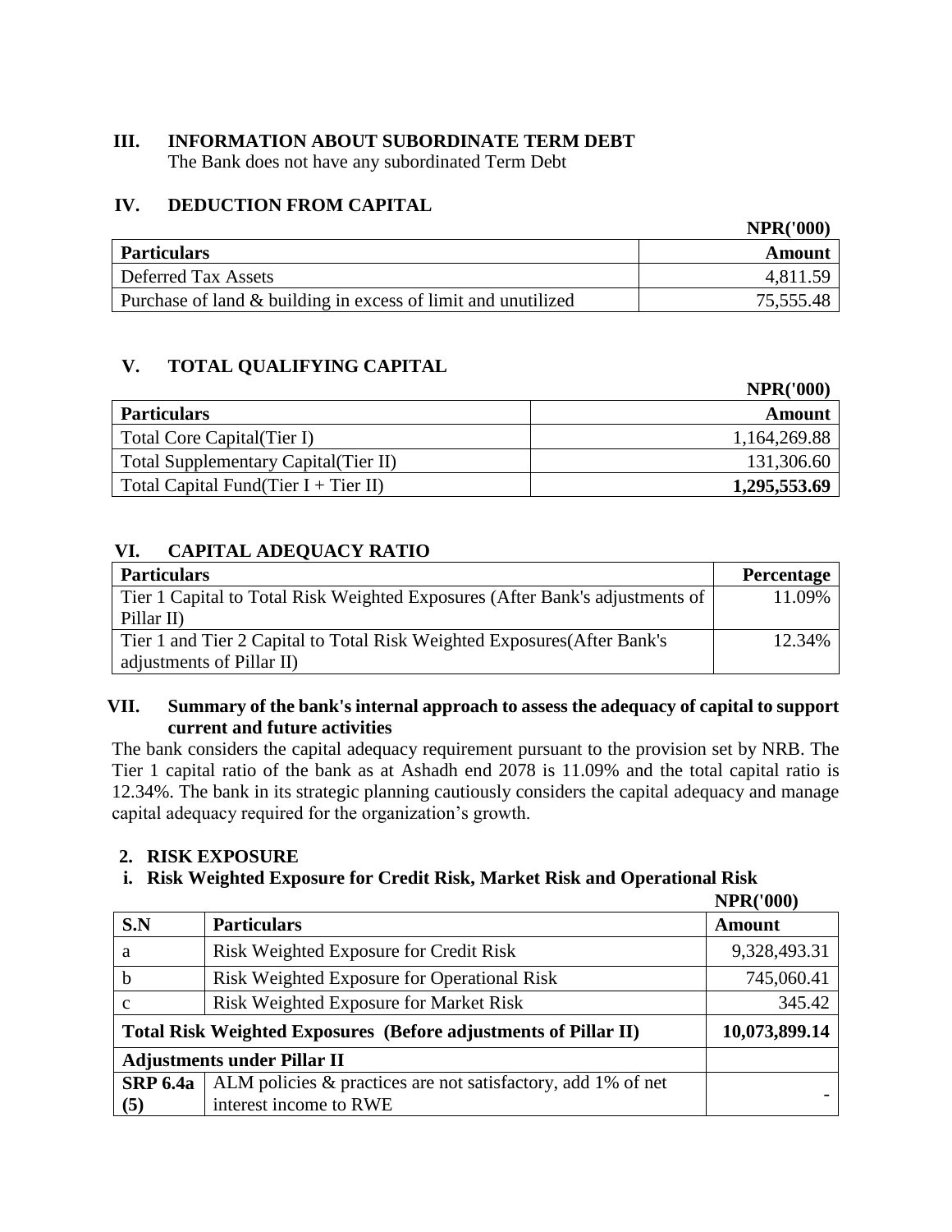### III. INFORMATION ABOUT SUBORDINATE TERM DEBT

The Bank does not have any subordinated Term Debt

### IV. DEDUCTION FROM CAPITAL

**NPR('000)**

| Particulars | Amount |
|---|---|
| Deferred Tax Assets | 4,811.59 |
| Purchase of land & building in excess of limit and unutilized | 75,555.48 |

### V. TOTAL QUALIFYING CAPITAL

**NPR('000)**

| Particulars | Amount |
|---|---|
| Total Core Capital(Tier I) | 1,164,269.88 |
| Total Supplementary Capital(Tier II) | 131,306.60 |
| Total Capital Fund(Tier I + Tier II) | **1,295,553.69** |

### VI. CAPITAL ADEQUACY RATIO

| Particulars | Percentage |
|---|---|
| Tier 1 Capital to Total Risk Weighted Exposures (After Bank's adjustments of Pillar II) | 11.09% |
| Tier 1 and Tier 2 Capital to Total Risk Weighted Exposures(After Bank's adjustments of Pillar II) | 12.34% |

### VII. Summary of the bank's internal approach to assess the adequacy of capital to support current and future activities

The bank considers the capital adequacy requirement pursuant to the provision set by NRB. The Tier 1 capital ratio of the bank as at Ashadh end 2078 is 11.09% and the total capital ratio is 12.34%. The bank in its strategic planning cautiously considers the capital adequacy and manage capital adequacy required for the organization's growth.

## 2. RISK EXPOSURE

### i. Risk Weighted Exposure for Credit Risk, Market Risk and Operational Risk

**NPR('000)**

| S.N | Particulars | Amount |
|---|---|---|
| a | Risk Weighted Exposure for Credit Risk | 9,328,493.31 |
| b | Risk Weighted Exposure for Operational Risk | 745,060.41 |
| c | Risk Weighted Exposure for Market Risk | 345.42 |
| **Total Risk Weighted Exposures (Before adjustments of Pillar II)** | | **10,073,899.14** |
| **Adjustments under Pillar II** | | |
| **SRP 6.4a (5)** | ALM policies & practices are not satisfactory, add 1% of net interest income to RWE | - |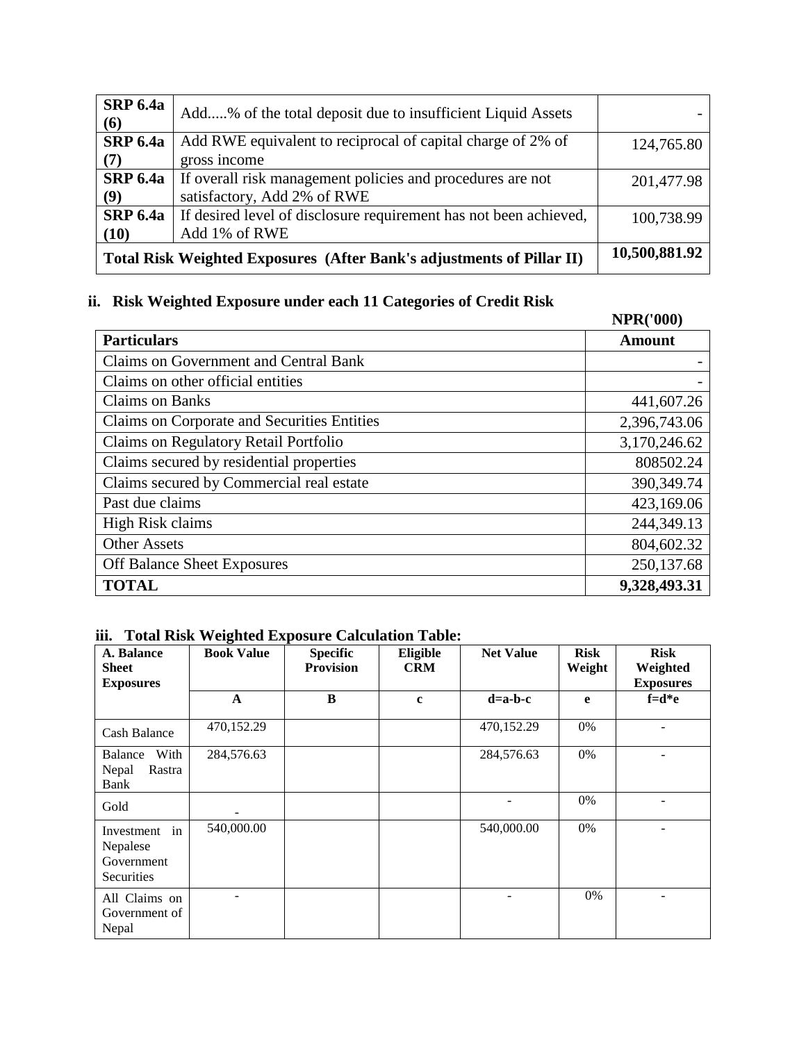| | | |
|---|---|---|
| **SRP 6.4a (6)** | Add.....% of the total deposit due to insufficient Liquid Assets | - |
| **SRP 6.4a (7)** | Add RWE equivalent to reciprocal of capital charge of 2% of gross income | 124,765.80 |
| **SRP 6.4a (9)** | If overall risk management policies and procedures are not satisfactory, Add 2% of RWE | 201,477.98 |
| **SRP 6.4a (10)** | If desired level of disclosure requirement has not been achieved, Add 1% of RWE | 100,738.99 |
| **Total Risk Weighted Exposures (After Bank's adjustments of Pillar II)** | | **10,500,881.92** |

### ii. Risk Weighted Exposure under each 11 Categories of Credit Risk

**NPR('000)**

| **Particulars** | **Amount** |
|---|---|
| Claims on Government and Central Bank | - |
| Claims on other official entities | - |
| Claims on Banks | 441,607.26 |
| Claims on Corporate and Securities Entities | 2,396,743.06 |
| Claims on Regulatory Retail Portfolio | 3,170,246.62 |
| Claims secured by residential properties | 808502.24 |
| Claims secured by Commercial real estate | 390,349.74 |
| Past due claims | 423,169.06 |
| High Risk claims | 244,349.13 |
| Other Assets | 804,602.32 |
| Off Balance Sheet Exposures | 250,137.68 |
| **TOTAL** | **9,328,493.31** |

### iii. Total Risk Weighted Exposure Calculation Table:

| **A. Balance Sheet Exposures** | **Book Value** | **Specific Provision** | **Eligible CRM** | **Net Value** | **Risk Weight** | **Risk Weighted Exposures** |
|---|---|---|---|---|---|---|
| | **A** | **B** | **c** | **d=a-b-c** | **e** | **f=d*e** |
| Cash Balance | 470,152.29 | | | 470,152.29 | 0% | - |
| Balance With Nepal Rastra Bank | 284,576.63 | | | 284,576.63 | 0% | - |
| Gold | - | | | - | 0% | - |
| Investment in Nepalese Government Securities | 540,000.00 | | | 540,000.00 | 0% | - |
| All Claims on Government of Nepal | - | | | - | 0% | - |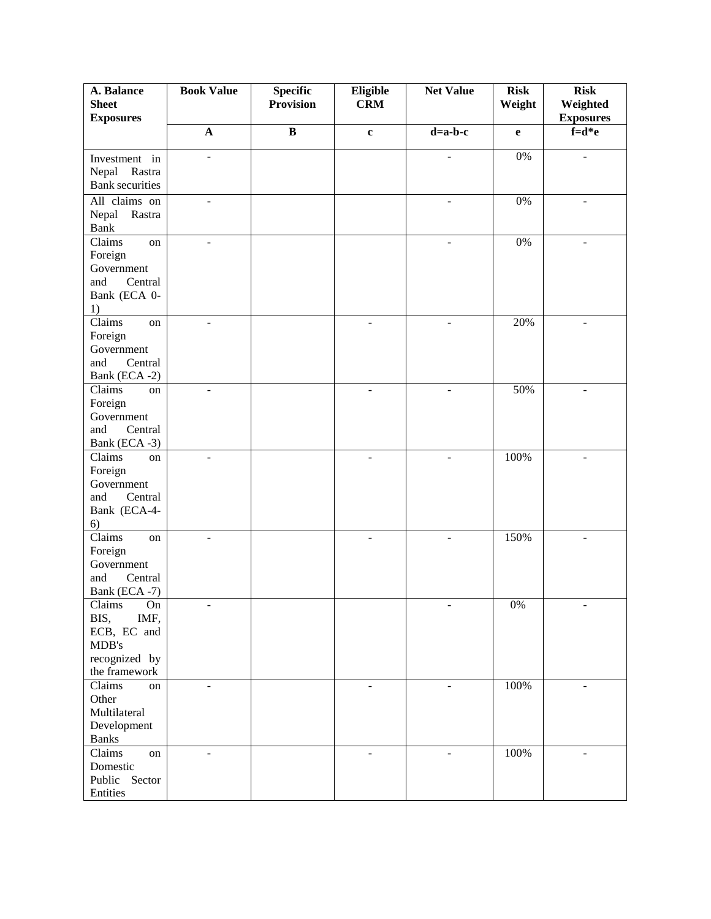| A. Balance Sheet Exposures | Book Value | Specific Provision | Eligible CRM | Net Value | Risk Weight | Risk Weighted Exposures |
|---|---|---|---|---|---|---|
| | A | B | c | d=a-b-c | e | f=d*e |
| Investment in Nepal Rastra Bank securities | - | | | - | 0% | - |
| All claims on Nepal Rastra Bank | - | | | - | 0% | - |
| Claims on Foreign Government and Central Bank (ECA 0-1) | - | | | - | 0% | - |
| Claims on Foreign Government and Central Bank (ECA -2) | - | | - | - | 20% | - |
| Claims on Foreign Government and Central Bank (ECA -3) | - | | - | - | 50% | - |
| Claims on Foreign Government and Central Bank (ECA-4-6) | - | | - | - | 100% | - |
| Claims on Foreign Government and Central Bank (ECA -7) | - | | - | - | 150% | - |
| Claims On BIS, IMF, ECB, EC and MDB's recognized by the framework | - | | | - | 0% | - |
| Claims on Other Multilateral Development Banks | - | | - | - | 100% | - |
| Claims on Domestic Public Sector Entities | - | | - | - | 100% | - |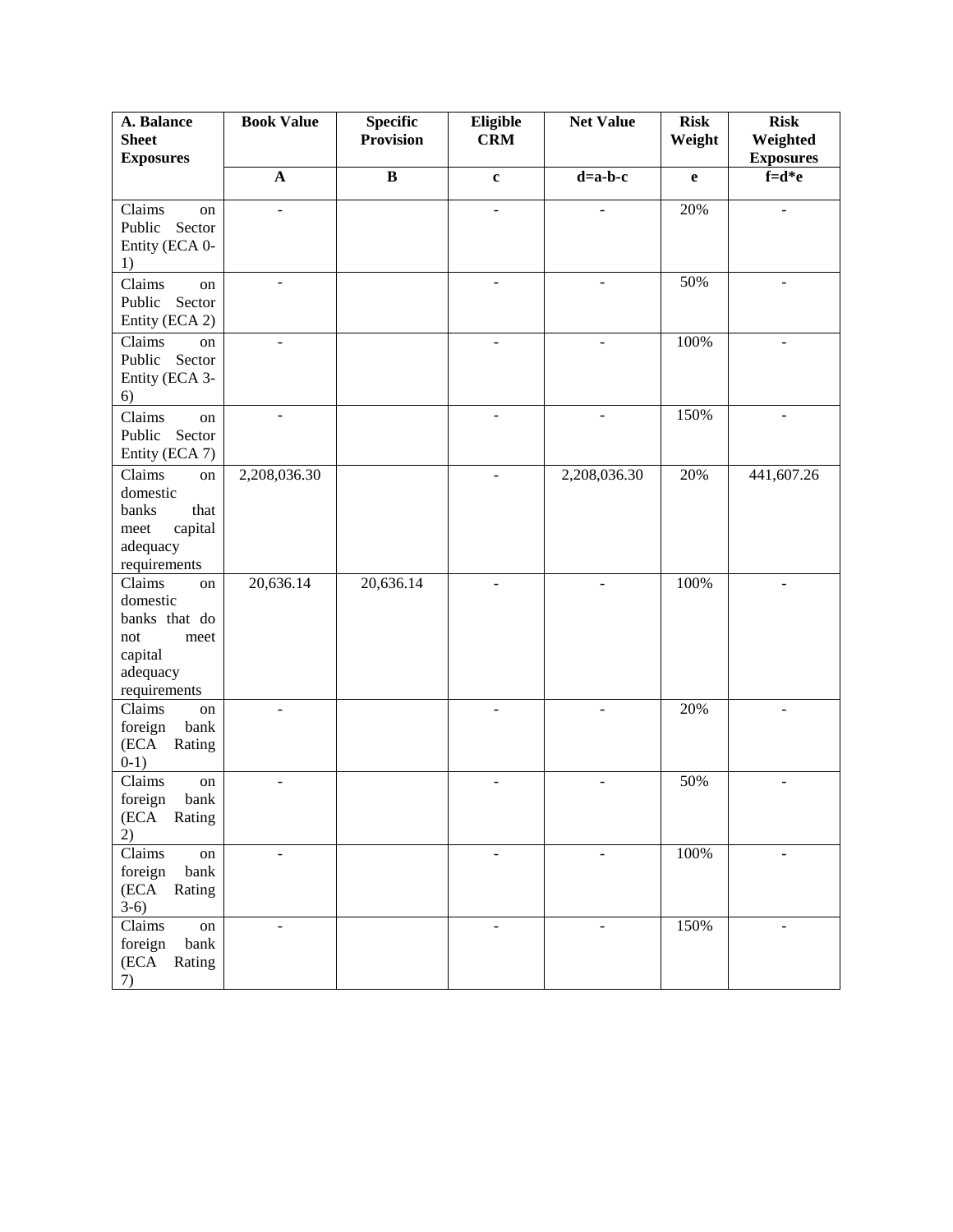| A. Balance Sheet Exposures | Book Value | Specific Provision | Eligible CRM | Net Value | Risk Weight | Risk Weighted Exposures |
|---|---|---|---|---|---|---|
| | A | B | c | d=a-b-c | e | f=d*e |
| Claims on Public Sector Entity (ECA 0-1) | - | | - | - | 20% | - |
| Claims on Public Sector Entity (ECA 2) | - | | - | - | 50% | - |
| Claims on Public Sector Entity (ECA 3-6) | - | | - | - | 100% | - |
| Claims on Public Sector Entity (ECA 7) | - | | - | - | 150% | - |
| Claims on domestic banks that meet capital adequacy requirements | 2,208,036.30 | | - | 2,208,036.30 | 20% | 441,607.26 |
| Claims on domestic banks that do not meet capital adequacy requirements | 20,636.14 | 20,636.14 | - | - | 100% | - |
| Claims on foreign bank (ECA Rating 0-1) | - | | - | - | 20% | - |
| Claims on foreign bank (ECA Rating 2) | - | | - | - | 50% | - |
| Claims on foreign bank (ECA Rating 3-6) | - | | - | - | 100% | - |
| Claims on foreign bank (ECA Rating 7) | - | | - | - | 150% | - |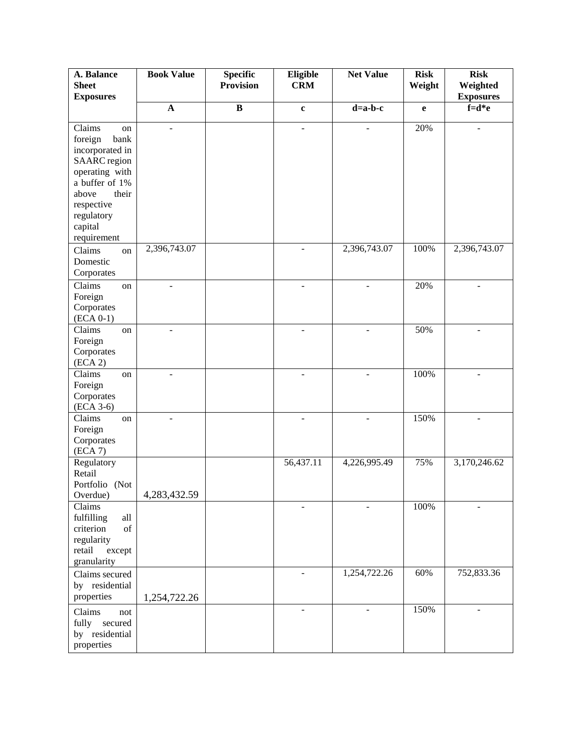| A. Balance Sheet Exposures | Book Value | Specific Provision | Eligible CRM | Net Value | Risk Weight | Risk Weighted Exposures |
|---|---|---|---|---|---|---|
| | A | B | c | d=a-b-c | e | f=d*e |
| Claims on foreign bank incorporated in SAARC region operating with a buffer of 1% above their respective regulatory capital requirement | - | | - | - | 20% | - |
| Claims on Domestic Corporates | 2,396,743.07 | | - | 2,396,743.07 | 100% | 2,396,743.07 |
| Claims on Foreign Corporates (ECA 0-1) | - | | - | - | 20% | - |
| Claims on Foreign Corporates (ECA 2) | - | | - | - | 50% | - |
| Claims on Foreign Corporates (ECA 3-6) | - | | - | - | 100% | - |
| Claims on Foreign Corporates (ECA 7) | - | | - | - | 150% | - |
| Regulatory Retail Portfolio (Not Overdue) | 4,283,432.59 | | 56,437.11 | 4,226,995.49 | 75% | 3,170,246.62 |
| Claims fulfilling all criterion of regularity retail except granularity | | | - | - | 100% | - |
| Claims secured by residential properties | 1,254,722.26 | | - | 1,254,722.26 | 60% | 752,833.36 |
| Claims not fully secured by residential properties | | | - | - | 150% | - |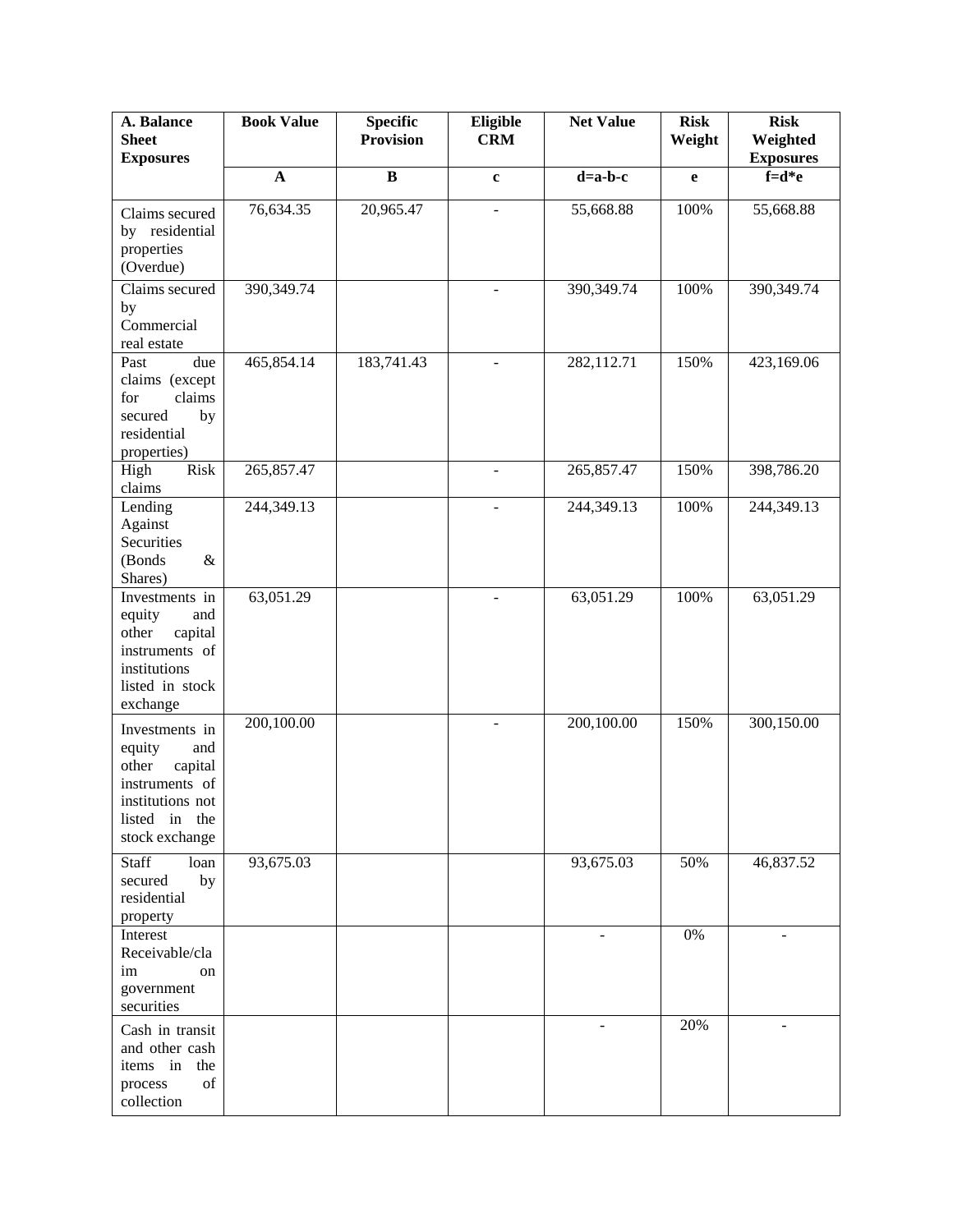| A. Balance Sheet Exposures | Book Value | Specific Provision | Eligible CRM | Net Value | Risk Weight | Risk Weighted Exposures |
|---|---|---|---|---|---|---|
| | A | B | c | d=a-b-c | e | f=d*e |
| Claims secured by residential properties (Overdue) | 76,634.35 | 20,965.47 | - | 55,668.88 | 100% | 55,668.88 |
| Claims secured by Commercial real estate | 390,349.74 | | - | 390,349.74 | 100% | 390,349.74 |
| Past due claims (except for claims secured by residential properties) | 465,854.14 | 183,741.43 | - | 282,112.71 | 150% | 423,169.06 |
| High Risk claims | 265,857.47 | | - | 265,857.47 | 150% | 398,786.20 |
| Lending Against Securities (Bonds & Shares) | 244,349.13 | | - | 244,349.13 | 100% | 244,349.13 |
| Investments in equity and other capital instruments of institutions listed in stock exchange | 63,051.29 | | - | 63,051.29 | 100% | 63,051.29 |
| Investments in equity and other capital instruments of institutions not listed in the stock exchange | 200,100.00 | | - | 200,100.00 | 150% | 300,150.00 |
| Staff loan secured by residential property | 93,675.03 | | | 93,675.03 | 50% | 46,837.52 |
| Interest Receivable/claim on government securities | | | | - | 0% | - |
| Cash in transit and other cash items in the process of collection | | | | - | 20% | - |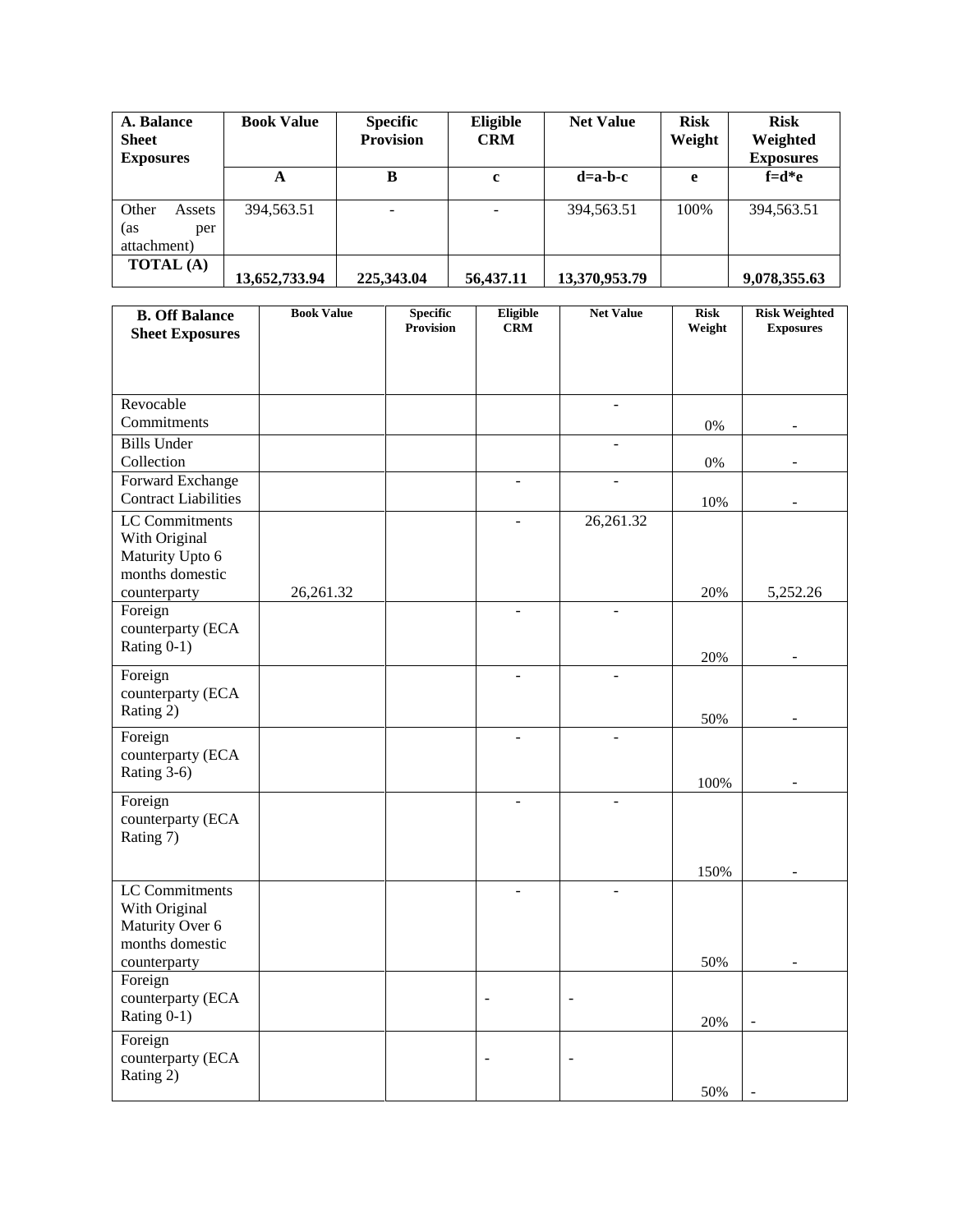| A. Balance Sheet Exposures | Book Value | Specific Provision | Eligible CRM | Net Value | Risk Weight | Risk Weighted Exposures |
|---|---|---|---|---|---|---|
| | A | B | c | d=a-b-c | e | f=d*e |
| Other Assets (as per attachment) | 394,563.51 | - | - | 394,563.51 | 100% | 394,563.51 |
| TOTAL (A) | 13,652,733.94 | 225,343.04 | 56,437.11 | 13,370,953.79 | | 9,078,355.63 |

| B. Off Balance Sheet Exposures | Book Value | Specific Provision | Eligible CRM | Net Value | Risk Weight | Risk Weighted Exposures |
|---|---|---|---|---|---|---|
| Revocable Commitments | | | | - | 0% | - |
| Bills Under Collection | | | | - | 0% | - |
| Forward Exchange Contract Liabilities | | | - | - | 10% | - |
| LC Commitments With Original Maturity Upto 6 months domestic counterparty | 26,261.32 | | - | 26,261.32 | 20% | 5,252.26 |
| Foreign counterparty (ECA Rating 0-1) | | | - | - | 20% | - |
| Foreign counterparty (ECA Rating 2) | | | - | - | 50% | - |
| Foreign counterparty (ECA Rating 3-6) | | | - | - | 100% | - |
| Foreign counterparty (ECA Rating 7) | | | - | - | 150% | - |
| LC Commitments With Original Maturity Over 6 months domestic counterparty | | | - | - | 50% | - |
| Foreign counterparty (ECA Rating 0-1) | | | - | - | 20% | - |
| Foreign counterparty (ECA Rating 2) | | | - | - | 50% | - |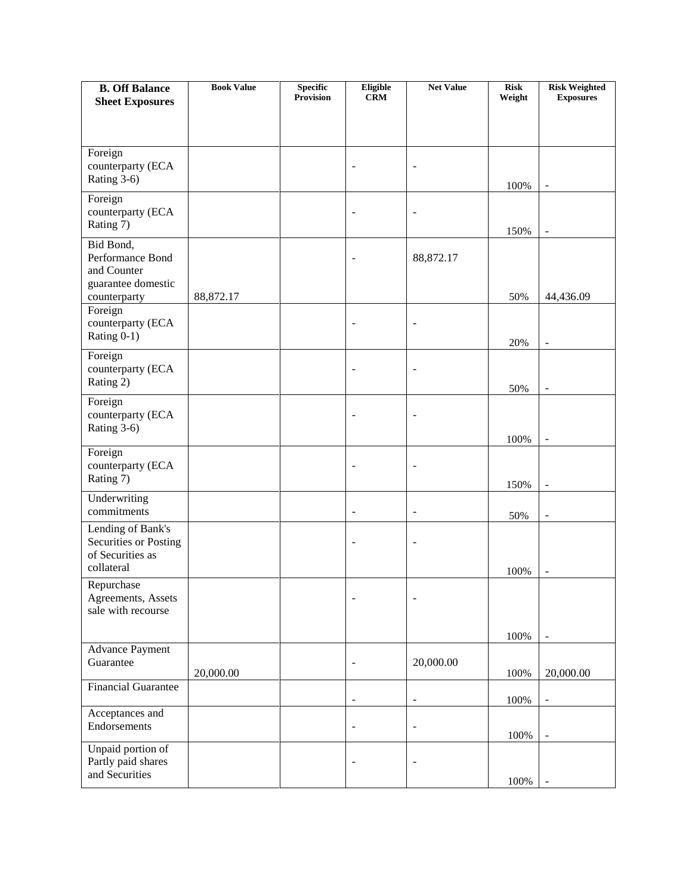| **B. Off Balance Sheet Exposures** | **Book Value** | **Specific Provision** | **Eligible CRM** | **Net Value** | **Risk Weight** | **Risk Weighted Exposures** |
|---|---|---|---|---|---|---|
| Foreign counterparty (ECA Rating 3-6) | | | - | - | 100% | - |
| Foreign counterparty (ECA Rating 7) | | | - | - | 150% | - |
| Bid Bond, Performance Bond and Counter guarantee domestic counterparty | 88,872.17 | | - | 88,872.17 | 50% | 44,436.09 |
| Foreign counterparty (ECA Rating 0-1) | | | - | - | 20% | - |
| Foreign counterparty (ECA Rating 2) | | | - | - | 50% | - |
| Foreign counterparty (ECA Rating 3-6) | | | - | - | 100% | - |
| Foreign counterparty (ECA Rating 7) | | | - | - | 150% | - |
| Underwriting commitments | | | - | - | 50% | - |
| Lending of Bank's Securities or Posting of Securities as collateral | | | - | - | 100% | - |
| Repurchase Agreements, Assets sale with recourse | | | - | - | 100% | - |
| Advance Payment Guarantee | 20,000.00 | | - | 20,000.00 | 100% | 20,000.00 |
| Financial Guarantee | | | - | - | 100% | - |
| Acceptances and Endorsements | | | - | - | 100% | - |
| Unpaid portion of Partly paid shares and Securities | | | - | - | 100% | - |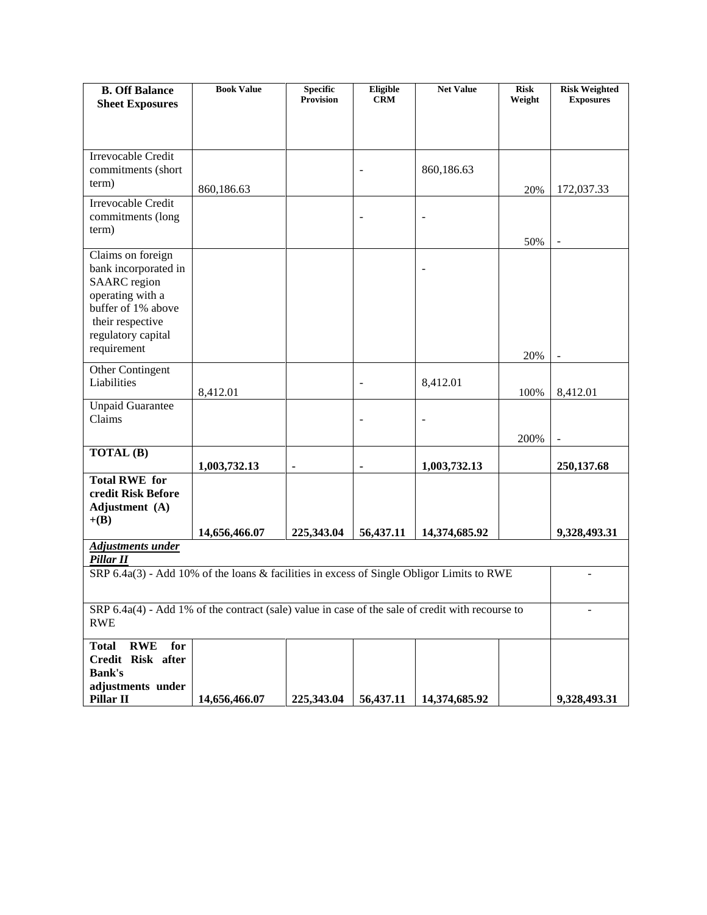| B. Off Balance Sheet Exposures | Book Value | Specific Provision | Eligible CRM | Net Value | Risk Weight | Risk Weighted Exposures |
|---|---|---|---|---|---|---|
| Irrevocable Credit commitments (short term) | 860,186.63 | | - | 860,186.63 | 20% | 172,037.33 |
| Irrevocable Credit commitments (long term) | | | - | - | 50% | - |
| Claims on foreign bank incorporated in SAARC region operating with a buffer of 1% above their respective regulatory capital requirement | | | | - | 20% | - |
| Other Contingent Liabilities | 8,412.01 | | - | 8,412.01 | 100% | 8,412.01 |
| Unpaid Guarantee Claims | | | - | - | 200% | - |
| **TOTAL (B)** | **1,003,732.13** | **-** | **-** | **1,003,732.13** | | **250,137.68** |
| **Total RWE for credit Risk Before Adjustment (A) +(B)** | **14,656,466.07** | **225,343.04** | **56,437.11** | **14,374,685.92** | | **9,328,493.31** |
| ***Adjustments under Pillar II*** | | | | | | |
| SRP 6.4a(3) - Add 10% of the loans & facilities in excess of Single Obligor Limits to RWE | | | | | | - |
| SRP 6.4a(4) - Add 1% of the contract (sale) value in case of the sale of credit with recourse to RWE | | | | | | - |
| **Total RWE for Credit Risk after Bank's adjustments under Pillar II** | **14,656,466.07** | **225,343.04** | **56,437.11** | **14,374,685.92** | | **9,328,493.31** |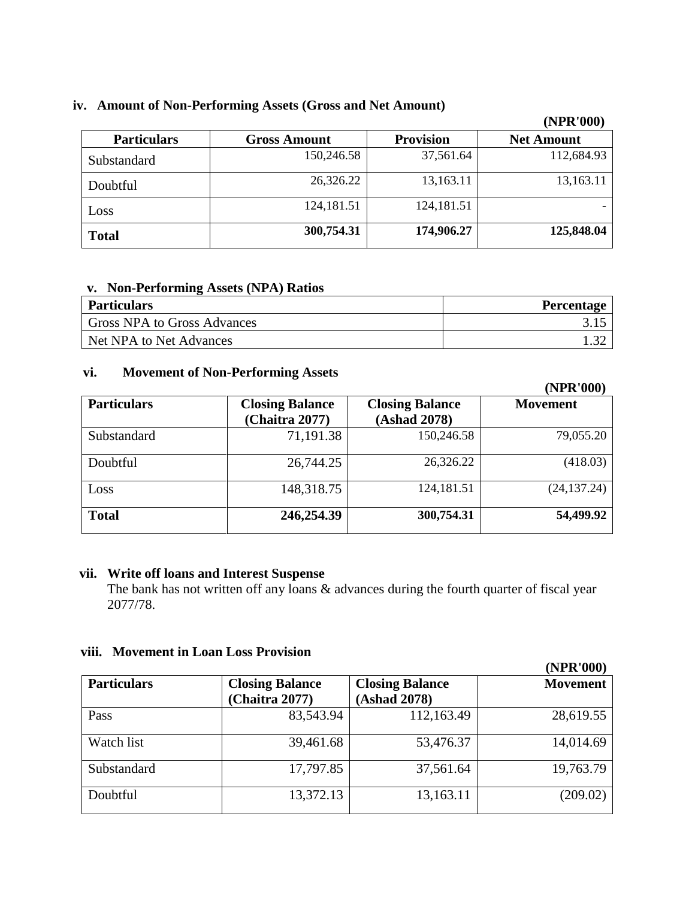### iv. Amount of Non-Performing Assets (Gross and Net Amount)

(NPR'000)

| Particulars | Gross Amount | Provision | Net Amount |
|---|---|---|---|
| Substandard | 150,246.58 | 37,561.64 | 112,684.93 |
| Doubtful | 26,326.22 | 13,163.11 | 13,163.11 |
| Loss | 124,181.51 | 124,181.51 | - |
| **Total** | **300,754.31** | **174,906.27** | **125,848.04** |

### v. Non-Performing Assets (NPA) Ratios

| Particulars | Percentage |
|---|---|
| Gross NPA to Gross Advances | 3.15 |
| Net NPA to Net Advances | 1.32 |

### vi. Movement of Non-Performing Assets

(NPR'000)

| Particulars | Closing Balance (Chaitra 2077) | Closing Balance (Ashad 2078) | Movement |
|---|---|---|---|
| Substandard | 71,191.38 | 150,246.58 | 79,055.20 |
| Doubtful | 26,744.25 | 26,326.22 | (418.03) |
| Loss | 148,318.75 | 124,181.51 | (24,137.24) |
| **Total** | **246,254.39** | **300,754.31** | **54,499.92** |

### vii. Write off loans and Interest Suspense

The bank has not written off any loans & advances during the fourth quarter of fiscal year 2077/78.

### viii. Movement in Loan Loss Provision

(NPR'000)

| Particulars | Closing Balance (Chaitra 2077) | Closing Balance (Ashad 2078) | Movement |
|---|---|---|---|
| Pass | 83,543.94 | 112,163.49 | 28,619.55 |
| Watch list | 39,461.68 | 53,476.37 | 14,014.69 |
| Substandard | 17,797.85 | 37,561.64 | 19,763.79 |
| Doubtful | 13,372.13 | 13,163.11 | (209.02) |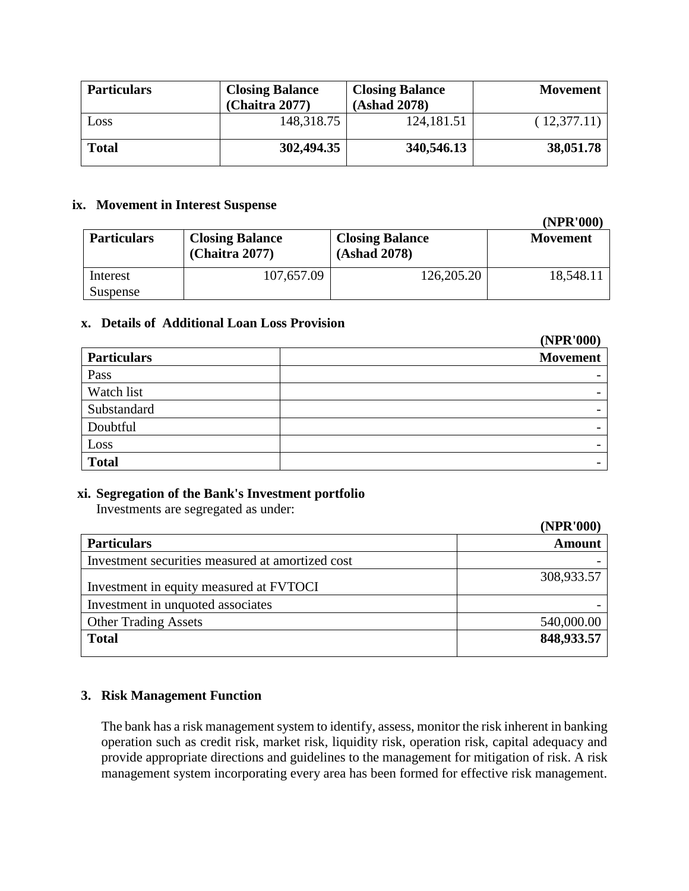| Particulars | Closing Balance (Chaitra 2077) | Closing Balance (Ashad 2078) | Movement |
|---|---|---|---|
| Loss | 148,318.75 | 124,181.51 | ( 12,377.11) |
| **Total** | **302,494.35** | **340,546.13** | **38,051.78** |

**ix. Movement in Interest Suspense**

**(NPR'000)**

| Particulars | Closing Balance (Chaitra 2077) | Closing Balance (Ashad 2078) | Movement |
|---|---|---|---|
| Interest Suspense | 107,657.09 | 126,205.20 | 18,548.11 |

**x. Details of Additional Loan Loss Provision**

**(NPR'000)**

| Particulars | Movement |
|---|---|
| Pass | - |
| Watch list | - |
| Substandard | - |
| Doubtful | - |
| Loss | - |
| **Total** | - |

**xi. Segregation of the Bank's Investment portfolio**

Investments are segregated as under:

**(NPR'000)**

| Particulars | Amount |
|---|---|
| Investment securities measured at amortized cost | - |
| Investment in equity measured at FVTOCI | 308,933.57 |
| Investment in unquoted associates | - |
| Other Trading Assets | 540,000.00 |
| **Total** | **848,933.57** |

## 3. Risk Management Function

The bank has a risk management system to identify, assess, monitor the risk inherent in banking operation such as credit risk, market risk, liquidity risk, operation risk, capital adequacy and provide appropriate directions and guidelines to the management for mitigation of risk. A risk management system incorporating every area has been formed for effective risk management.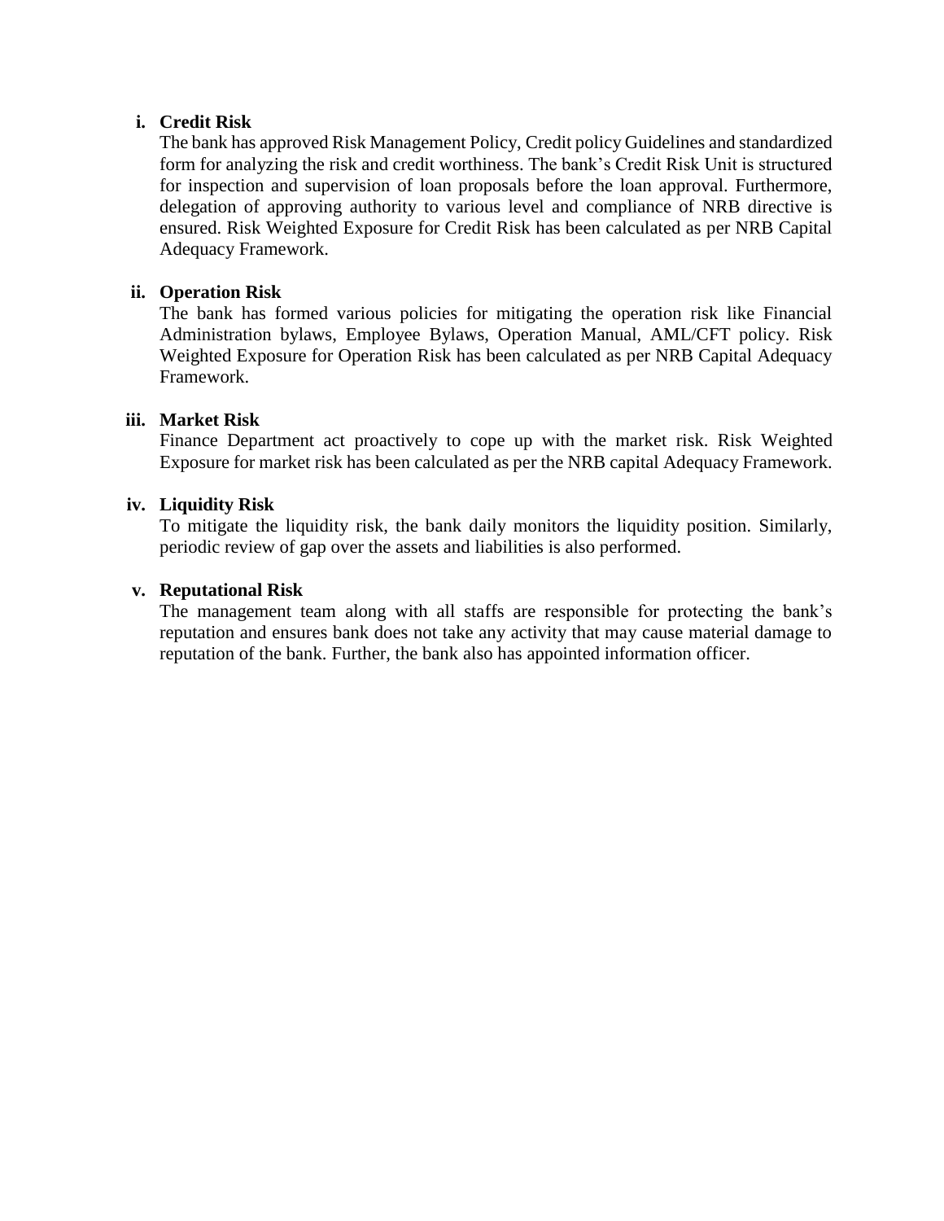**i. Credit Risk**

The bank has approved Risk Management Policy, Credit policy Guidelines and standardized form for analyzing the risk and credit worthiness. The bank's Credit Risk Unit is structured for inspection and supervision of loan proposals before the loan approval. Furthermore, delegation of approving authority to various level and compliance of NRB directive is ensured. Risk Weighted Exposure for Credit Risk has been calculated as per NRB Capital Adequacy Framework.

**ii. Operation Risk**

The bank has formed various policies for mitigating the operation risk like Financial Administration bylaws, Employee Bylaws, Operation Manual, AML/CFT policy. Risk Weighted Exposure for Operation Risk has been calculated as per NRB Capital Adequacy Framework.

**iii. Market Risk**

Finance Department act proactively to cope up with the market risk. Risk Weighted Exposure for market risk has been calculated as per the NRB capital Adequacy Framework.

**iv. Liquidity Risk**

To mitigate the liquidity risk, the bank daily monitors the liquidity position. Similarly, periodic review of gap over the assets and liabilities is also performed.

**v. Reputational Risk**

The management team along with all staffs are responsible for protecting the bank's reputation and ensures bank does not take any activity that may cause material damage to reputation of the bank. Further, the bank also has appointed information officer.